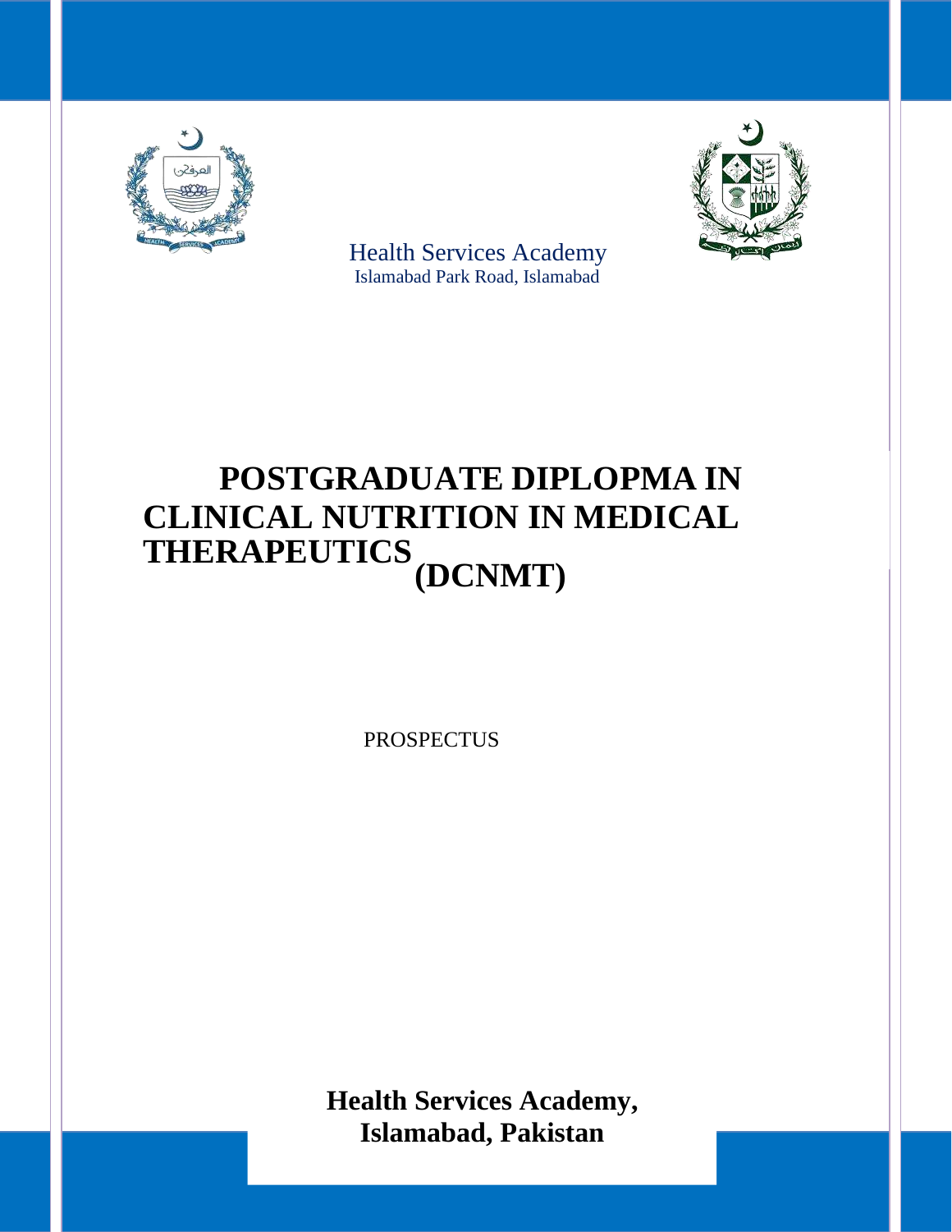Health Services Academy
Islamabad Park Road, Islamabad

# POSTGRADUATE DIPLOPMA IN CLINICAL NUTRITION IN MEDICAL THERAPEUTICS (DCNMT)

PROSPECTUS

**Health Services Academy, Islamabad, Pakistan**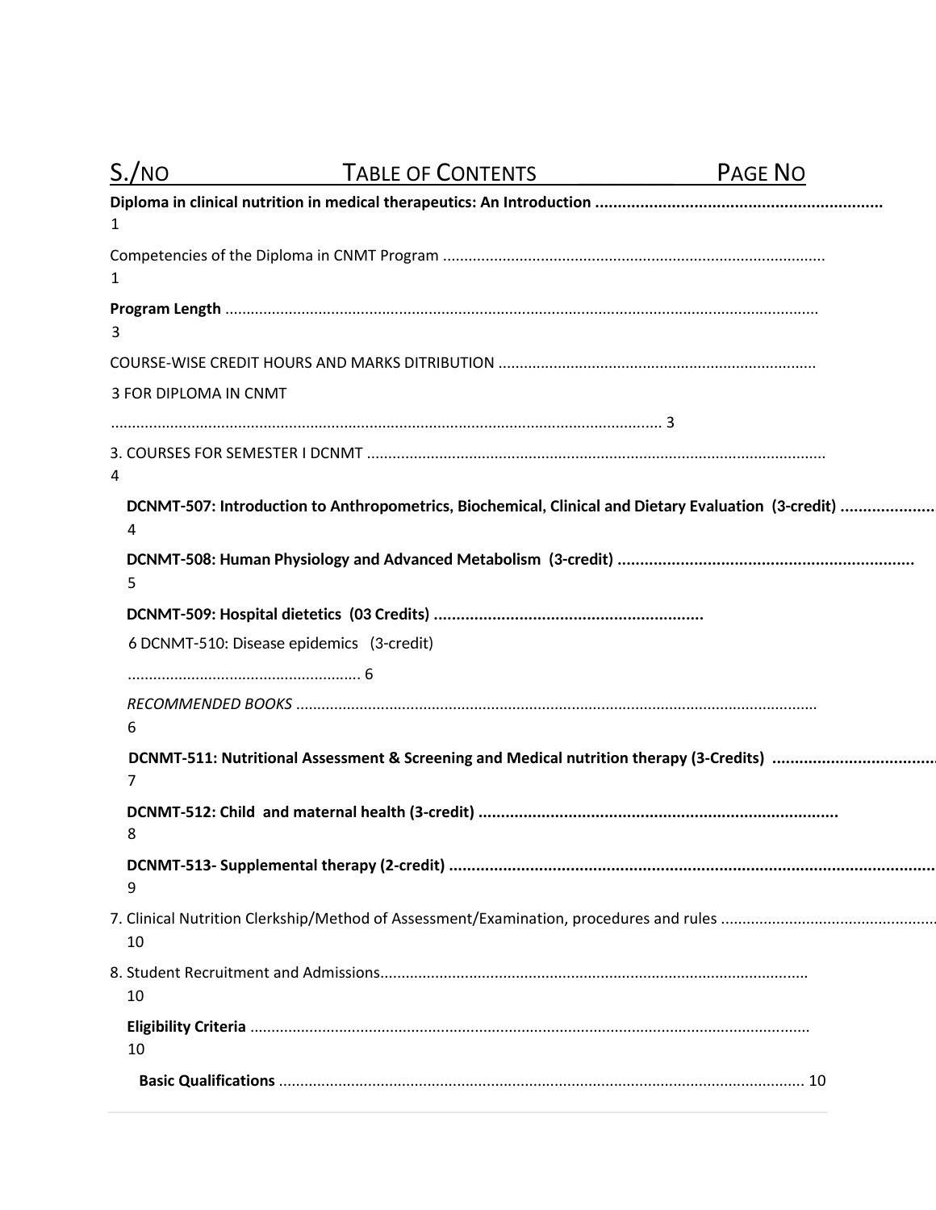S./NO TABLE OF CONTENTS PAGE NO

**Diploma in clinical nutrition in medical therapeutics: An Introduction** ............................................................... 1

Competencies of the Diploma in CNMT Program ......................................................................................... 1

**Program Length** .......................................................................................................................................... 3

COURSE-WISE CREDIT HOURS AND MARKS DITRIBUTION ..........................................................................

3 FOR DIPLOMA IN CNMT

................................................................................................................................ 3

3. COURSES FOR SEMESTER I DCNMT .......................................................................................................... 4

**DCNMT-507: Introduction to Anthropometrics, Biochemical, Clinical and Dietary Evaluation (3-credit)** ..................... 4

**DCNMT-508: Human Physiology and Advanced Metabolism (3-credit)** .................................................................. 5

**DCNMT-509: Hospital dietetics (03 Credits)** ............................................................

6 DCNMT-510: Disease epidemics (3-credit)

...................................................... 6

*RECOMMENDED BOOKS* .......................................................................................................................... 6

**DCNMT-511: Nutritional Assessment & Screening and Medical nutrition therapy (3-Credits)** .................................... 7

**DCNMT-512: Child and maternal health (3-credit)** ............................................................................... 8

**DCNMT-513- Supplemental therapy (2-credit)** ............................................................................................................ 9

7. Clinical Nutrition Clerkship/Method of Assessment/Examination, procedures and rules .................................................. 10

8. Student Recruitment and Admissions................................................................................................... 10

**Eligibility Criteria** .................................................................................................................................. 10

**Basic Qualifications** .......................................................................................................................... 10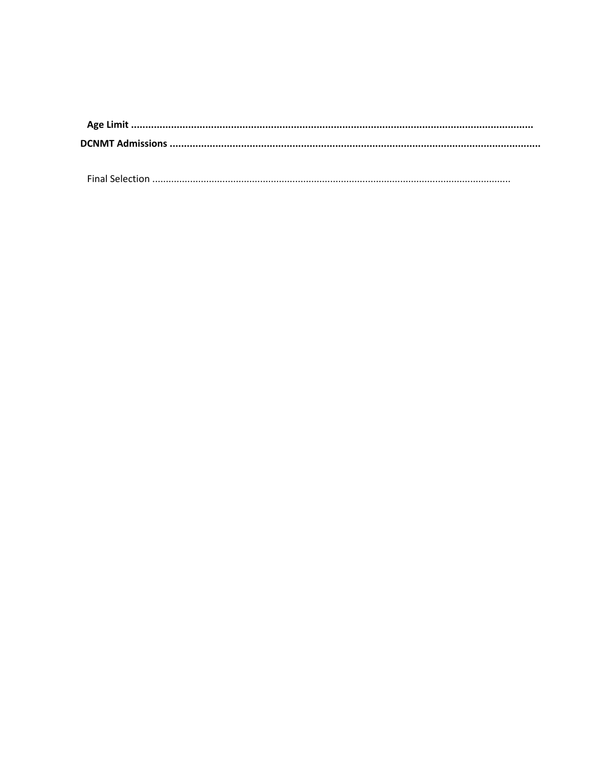**Age Limit** ..............................................................................................................................................

**DCNMT Admissions** ...................................................................................................................................

Final Selection ....................................................................................................................................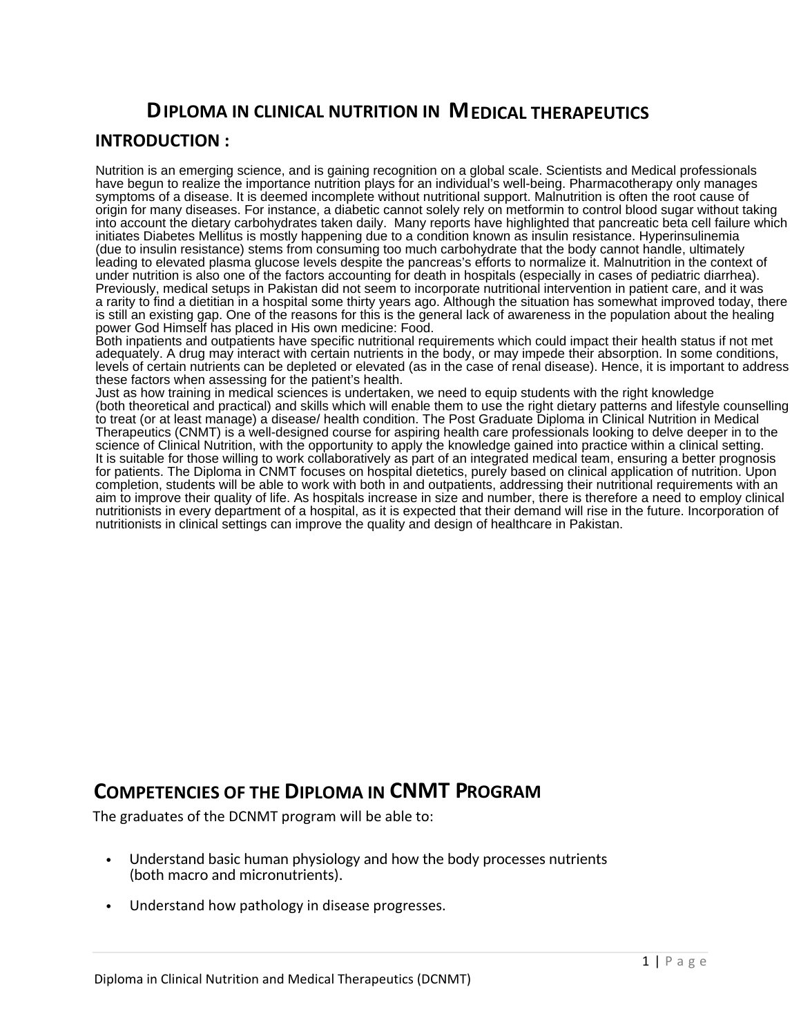# DIPLOMA IN CLINICAL NUTRITION IN MEDICAL THERAPEUTICS

## INTRODUCTION :

Nutrition is an emerging science, and is gaining recognition on a global scale. Scientists and Medical professionals have begun to realize the importance nutrition plays for an individual's well-being. Pharmacotherapy only manages symptoms of a disease. It is deemed incomplete without nutritional support. Malnutrition is often the root cause of origin for many diseases. For instance, a diabetic cannot solely rely on metformin to control blood sugar without taking into account the dietary carbohydrates taken daily. Many reports have highlighted that pancreatic beta cell failure which initiates Diabetes Mellitus is mostly happening due to a condition known as insulin resistance. Hyperinsulinemia (due to insulin resistance) stems from consuming too much carbohydrate that the body cannot handle, ultimately leading to elevated plasma glucose levels despite the pancreas's efforts to normalize it. Malnutrition in the context of under nutrition is also one of the factors accounting for death in hospitals (especially in cases of pediatric diarrhea). Previously, medical setups in Pakistan did not seem to incorporate nutritional intervention in patient care, and it was a rarity to find a dietitian in a hospital some thirty years ago. Although the situation has somewhat improved today, there is still an existing gap. One of the reasons for this is the general lack of awareness in the population about the healing power God Himself has placed in His own medicine: Food.

Both inpatients and outpatients have specific nutritional requirements which could impact their health status if not met adequately. A drug may interact with certain nutrients in the body, or may impede their absorption. In some conditions, levels of certain nutrients can be depleted or elevated (as in the case of renal disease). Hence, it is important to address these factors when assessing for the patient's health.

Just as how training in medical sciences is undertaken, we need to equip students with the right knowledge (both theoretical and practical) and skills which will enable them to use the right dietary patterns and lifestyle counselling to treat (or at least manage) a disease/ health condition. The Post Graduate Diploma in Clinical Nutrition in Medical Therapeutics (CNMT) is a well-designed course for aspiring health care professionals looking to delve deeper in to the science of Clinical Nutrition, with the opportunity to apply the knowledge gained into practice within a clinical setting. It is suitable for those willing to work collaboratively as part of an integrated medical team, ensuring a better prognosis for patients. The Diploma in CNMT focuses on hospital dietetics, purely based on clinical application of nutrition. Upon completion, students will be able to work with both in and outpatients, addressing their nutritional requirements with an aim to improve their quality of life. As hospitals increase in size and number, there is therefore a need to employ clinical nutritionists in every department of a hospital, as it is expected that their demand will rise in the future. Incorporation of nutritionists in clinical settings can improve the quality and design of healthcare in Pakistan.

## COMPETENCIES OF THE DIPLOMA IN CNMT PROGRAM

The graduates of the DCNMT program will be able to:

- Understand basic human physiology and how the body processes nutrients (both macro and micronutrients).
- Understand how pathology in disease progresses.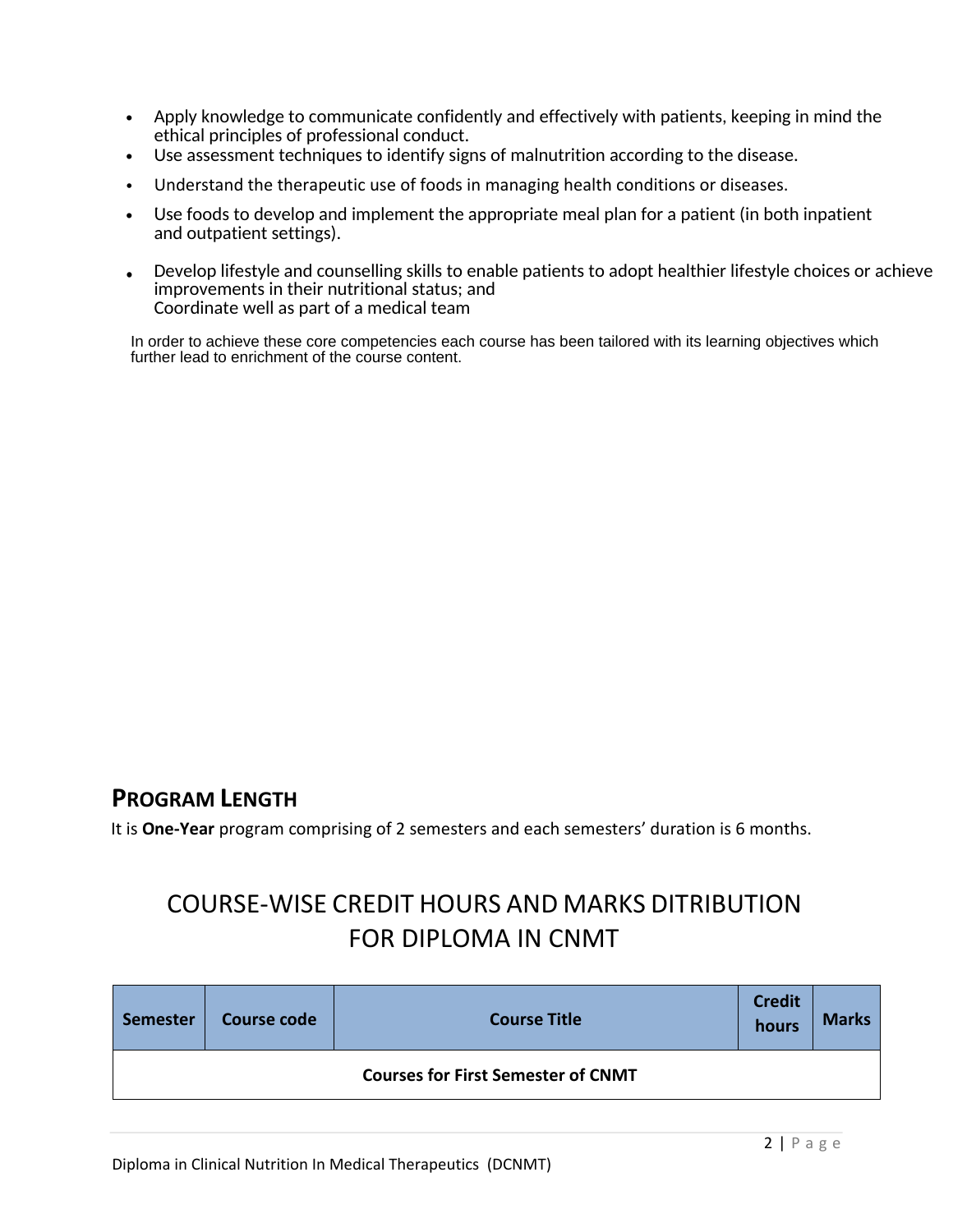- Apply knowledge to communicate confidently and effectively with patients, keeping in mind the ethical principles of professional conduct.
- Use assessment techniques to identify signs of malnutrition according to the disease.
- Understand the therapeutic use of foods in managing health conditions or diseases.
- Use foods to develop and implement the appropriate meal plan for a patient (in both inpatient and outpatient settings).
- Develop lifestyle and counselling skills to enable patients to adopt healthier lifestyle choices or achieve improvements in their nutritional status; and
  Coordinate well as part of a medical team

In order to achieve these core competencies each course has been tailored with its learning objectives which further lead to enrichment of the course content.

## PROGRAM LENGTH

It is **One-Year** program comprising of 2 semesters and each semesters' duration is 6 months.

## COURSE-WISE CREDIT HOURS AND MARKS DITRIBUTION FOR DIPLOMA IN CNMT

| Semester | Course code | Course Title | Credit hours | Marks |
|---|---|---|---|---|
| | | **Courses for First Semester of CNMT** | | |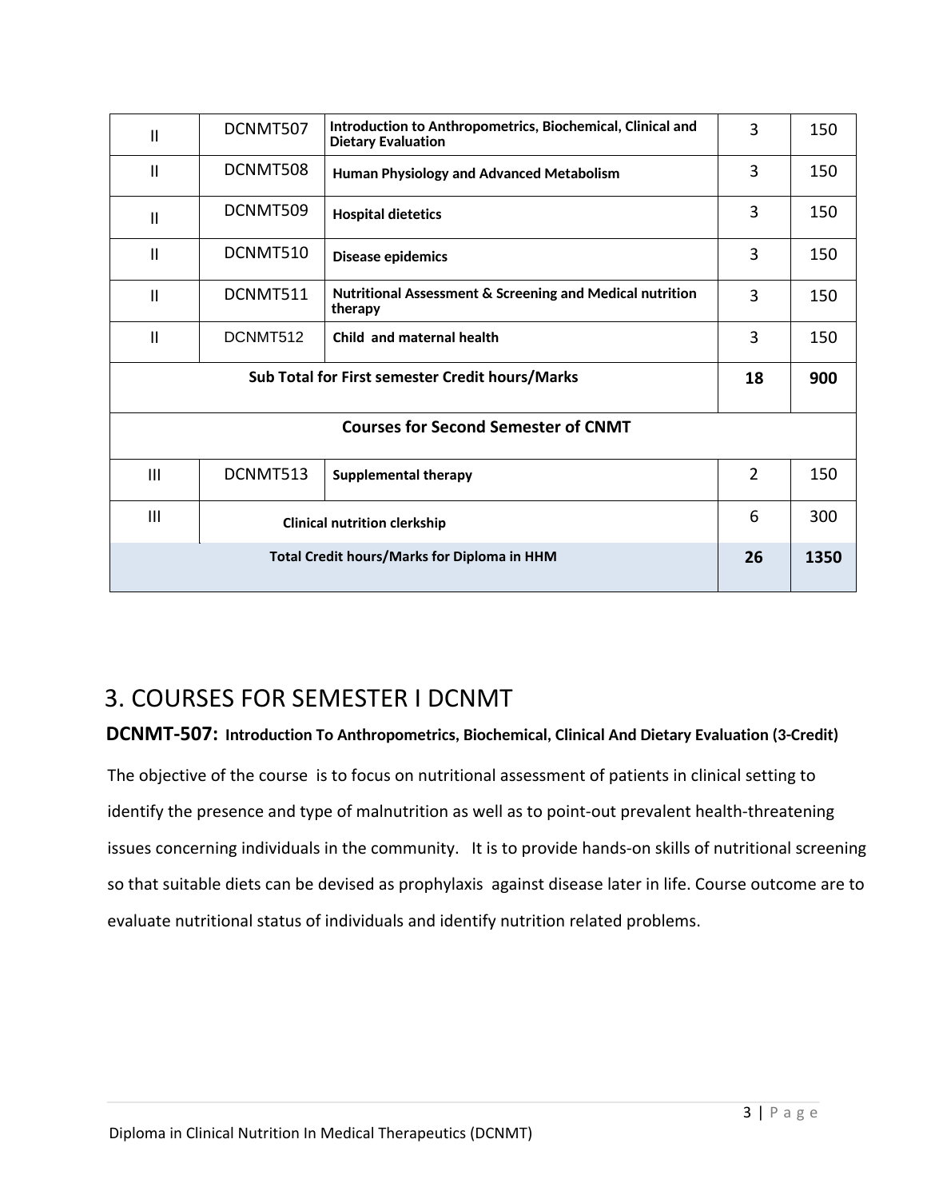| | | | | |
|---|---|---|---|---|
| II | DCNMT507 | **Introduction to Anthropometrics, Biochemical, Clinical and Dietary Evaluation** | 3 | 150 |
| II | DCNMT508 | **Human Physiology and Advanced Metabolism** | 3 | 150 |
| II | DCNMT509 | **Hospital dietetics** | 3 | 150 |
| II | DCNMT510 | **Disease epidemics** | 3 | 150 |
| II | DCNMT511 | **Nutritional Assessment & Screening and Medical nutrition therapy** | 3 | 150 |
| II | DCNMT512 | **Child and maternal health** | 3 | 150 |
| **Sub Total for First semester Credit hours/Marks** | | | **18** | **900** |
| **Courses for Second Semester of CNMT** | | | | |
| III | DCNMT513 | **Supplemental therapy** | 2 | 150 |
| III | **Clinical nutrition clerkship** | | 6 | 300 |
| **Total Credit hours/Marks for Diploma in HHM** | | | **26** | **1350** |

# 3. COURSES FOR SEMESTER I DCNMT

**DCNMT-507: Introduction To Anthropometrics, Biochemical, Clinical And Dietary Evaluation (3-Credit)**

The objective of the course is to focus on nutritional assessment of patients in clinical setting to identify the presence and type of malnutrition as well as to point-out prevalent health-threatening issues concerning individuals in the community. It is to provide hands-on skills of nutritional screening so that suitable diets can be devised as prophylaxis against disease later in life. Course outcome are to evaluate nutritional status of individuals and identify nutrition related problems.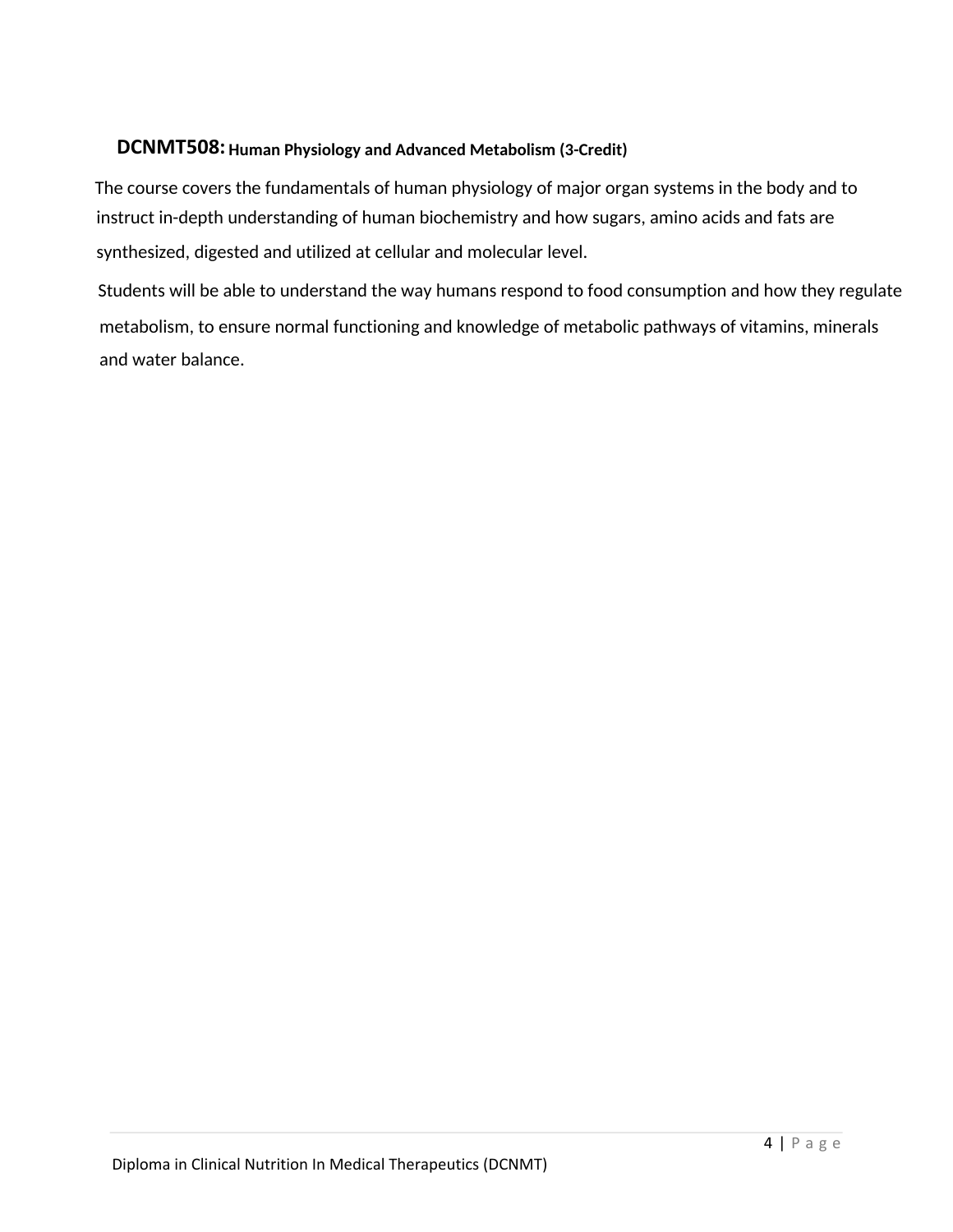## DCNMT508: Human Physiology and Advanced Metabolism (3-Credit)

The course covers the fundamentals of human physiology of major organ systems in the body and to instruct in-depth understanding of human biochemistry and how sugars, amino acids and fats are synthesized, digested and utilized at cellular and molecular level.

Students will be able to understand the way humans respond to food consumption and how they regulate metabolism, to ensure normal functioning and knowledge of metabolic pathways of vitamins, minerals and water balance.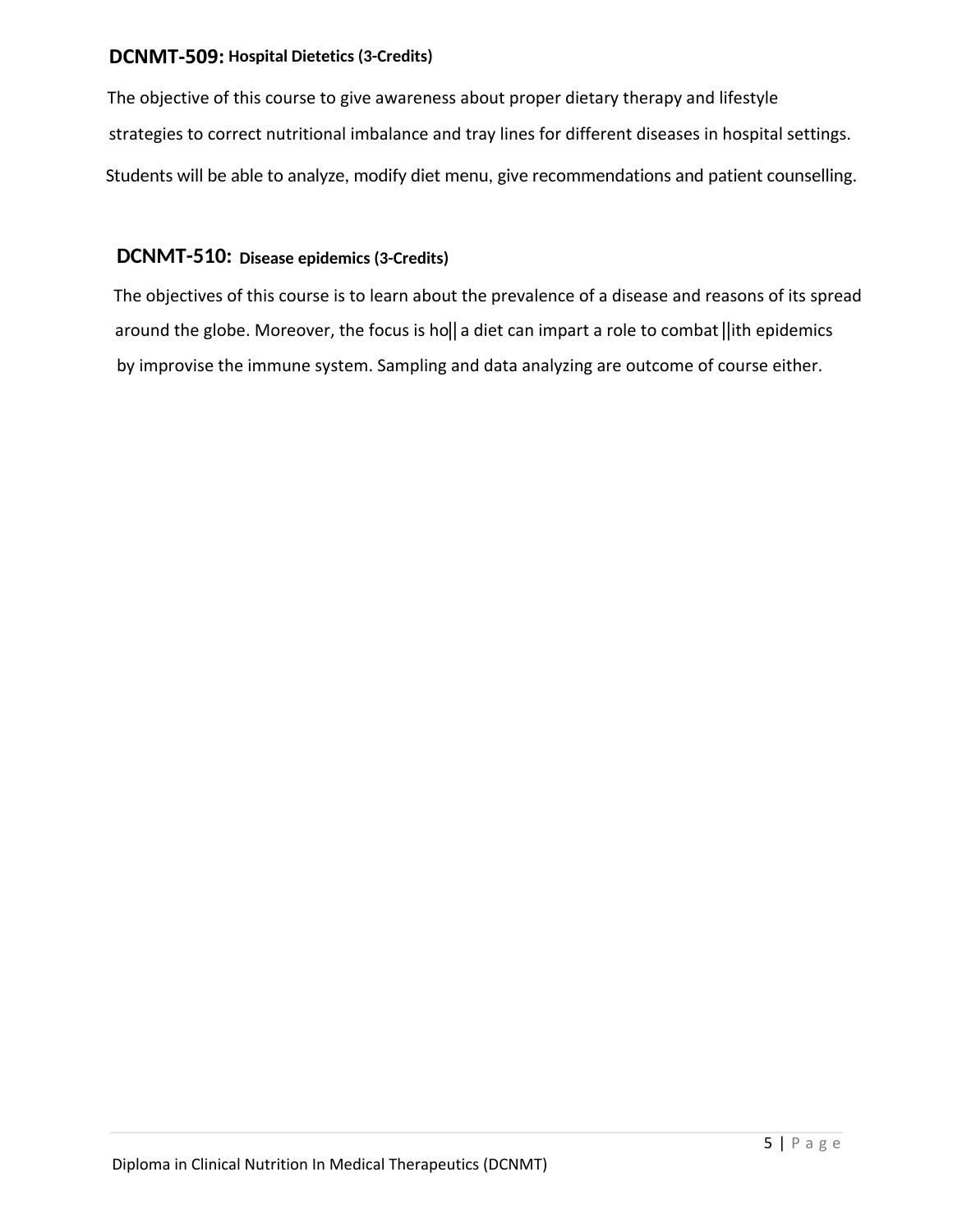### DCNMT-509: Hospital Dietetics (3-Credits)

The objective of this course to give awareness about proper dietary therapy and lifestyle strategies to correct nutritional imbalance and tray lines for different diseases in hospital settings. Students will be able to analyze, modify diet menu, give recommendations and patient counselling.

### DCNMT-510: Disease epidemics (3-Credits)

The objectives of this course is to learn about the prevalence of a disease and reasons of its spread around the globe. Moreover, the focus is ho|| a diet can impart a role to combat ||ith epidemics by improvise the immune system. Sampling and data analyzing are outcome of course either.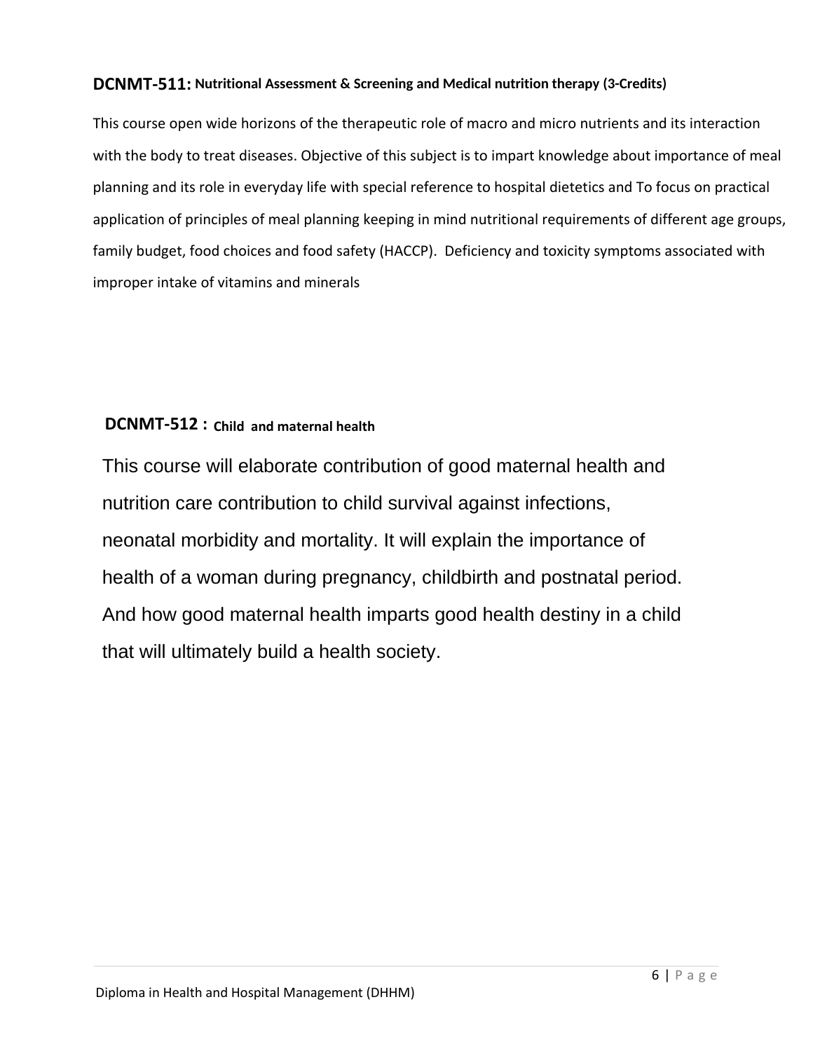**DCNMT-511: Nutritional Assessment & Screening and Medical nutrition therapy (3-Credits)**

This course open wide horizons of the therapeutic role of macro and micro nutrients and its interaction with the body to treat diseases. Objective of this subject is to impart knowledge about importance of meal planning and its role in everyday life with special reference to hospital dietetics and To focus on practical application of principles of meal planning keeping in mind nutritional requirements of different age groups, family budget, food choices and food safety (HACCP). Deficiency and toxicity symptoms associated with improper intake of vitamins and minerals

**DCNMT-512 : Child and maternal health**

This course will elaborate contribution of good maternal health and nutrition care contribution to child survival against infections, neonatal morbidity and mortality. It will explain the importance of health of a woman during pregnancy, childbirth and postnatal period. And how good maternal health imparts good health destiny in a child that will ultimately build a health society.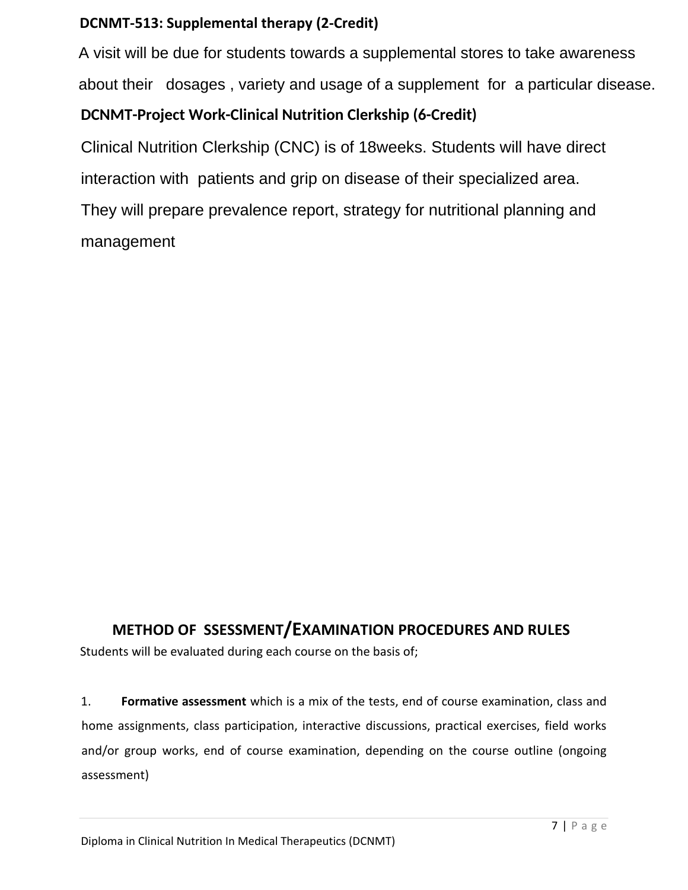**DCNMT-513: Supplemental therapy (2-Credit)**

A visit will be due for students towards a supplemental stores to take awareness about their dosages , variety and usage of a supplement for a particular disease.

**DCNMT-Project Work-Clinical Nutrition Clerkship (6-Credit)**

Clinical Nutrition Clerkship (CNC) is of 18weeks. Students will have direct interaction with patients and grip on disease of their specialized area. They will prepare prevalence report, strategy for nutritional planning and management

## METHOD OF SSESSMENT/EXAMINATION PROCEDURES AND RULES

Students will be evaluated during each course on the basis of;

1. **Formative assessment** which is a mix of the tests, end of course examination, class and home assignments, class participation, interactive discussions, practical exercises, field works and/or group works, end of course examination, depending on the course outline (ongoing assessment)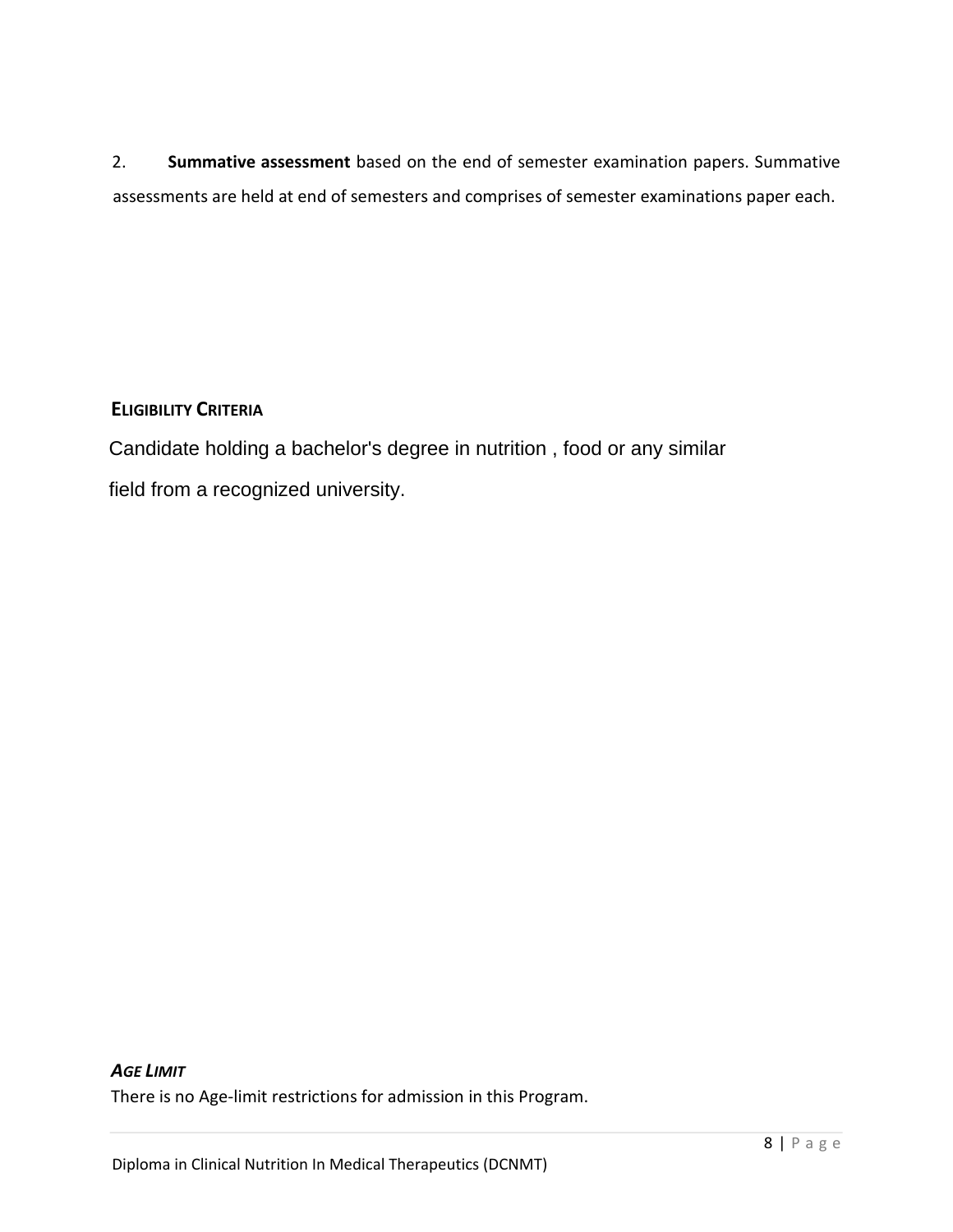2. **Summative assessment** based on the end of semester examination papers. Summative assessments are held at end of semesters and comprises of semester examinations paper each.

## ELIGIBILITY CRITERIA

Candidate holding a bachelor's degree in nutrition , food or any similar field from a recognized university.

## *AGE LIMIT*

There is no Age-limit restrictions for admission in this Program.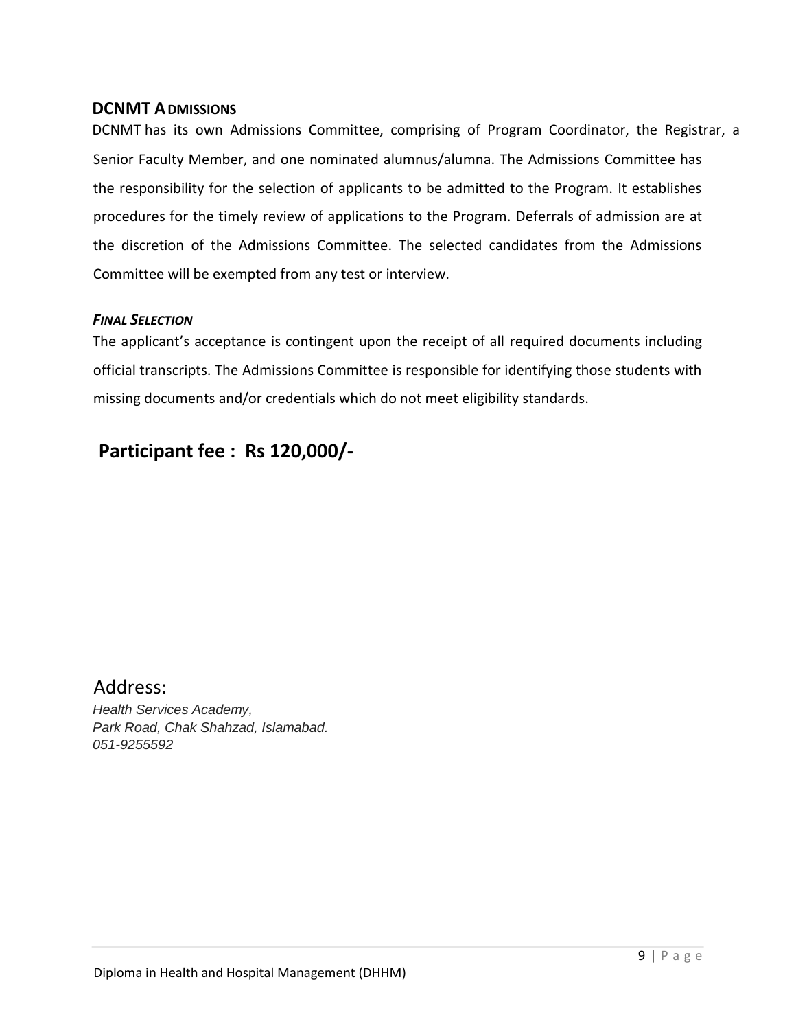## DCNMT ADMISSIONS

DCNMT has its own Admissions Committee, comprising of Program Coordinator, the Registrar, a Senior Faculty Member, and one nominated alumnus/alumna. The Admissions Committee has the responsibility for the selection of applicants to be admitted to the Program. It establishes procedures for the timely review of applications to the Program. Deferrals of admission are at the discretion of the Admissions Committee. The selected candidates from the Admissions Committee will be exempted from any test or interview.

### *FINAL SELECTION*

The applicant's acceptance is contingent upon the receipt of all required documents including official transcripts. The Admissions Committee is responsible for identifying those students with missing documents and/or credentials which do not meet eligibility standards.

## Participant fee : Rs 120,000/-

Address:

*Health Services Academy,*
*Park Road, Chak Shahzad, Islamabad.*
*051-9255592*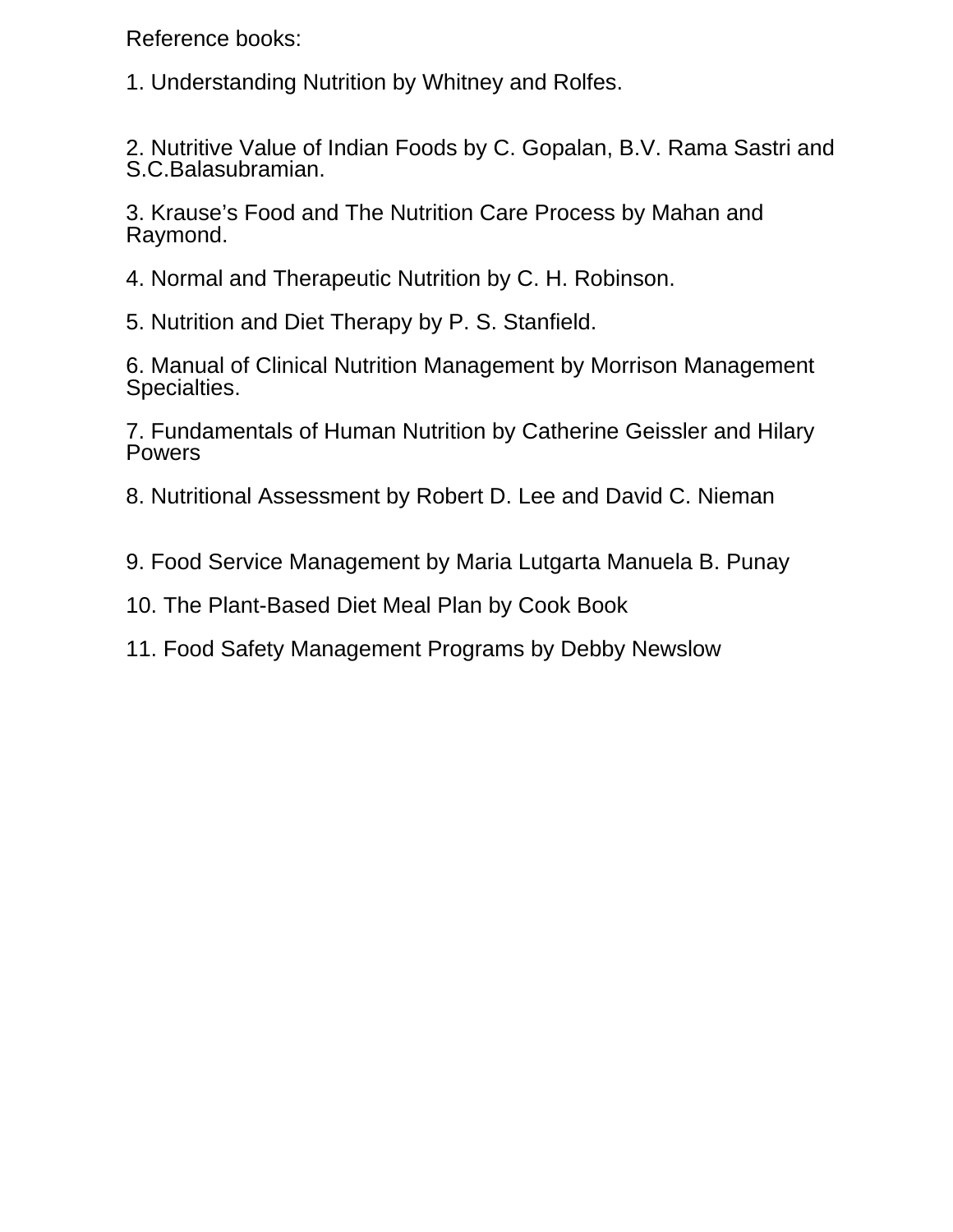Reference books:

1. Understanding Nutrition by Whitney and Rolfes.

2. Nutritive Value of Indian Foods by C. Gopalan, B.V. Rama Sastri and S.C.Balasubramian.

3. Krause’s Food and The Nutrition Care Process by Mahan and Raymond.

4. Normal and Therapeutic Nutrition by C. H. Robinson.

5. Nutrition and Diet Therapy by P. S. Stanfield.

6. Manual of Clinical Nutrition Management by Morrison Management Specialties.

7. Fundamentals of Human Nutrition by Catherine Geissler and Hilary Powers

8. Nutritional Assessment by Robert D. Lee and David C. Nieman

9. Food Service Management by Maria Lutgarta Manuela B. Punay

10. The Plant-Based Diet Meal Plan by Cook Book

11. Food Safety Management Programs by Debby Newslow